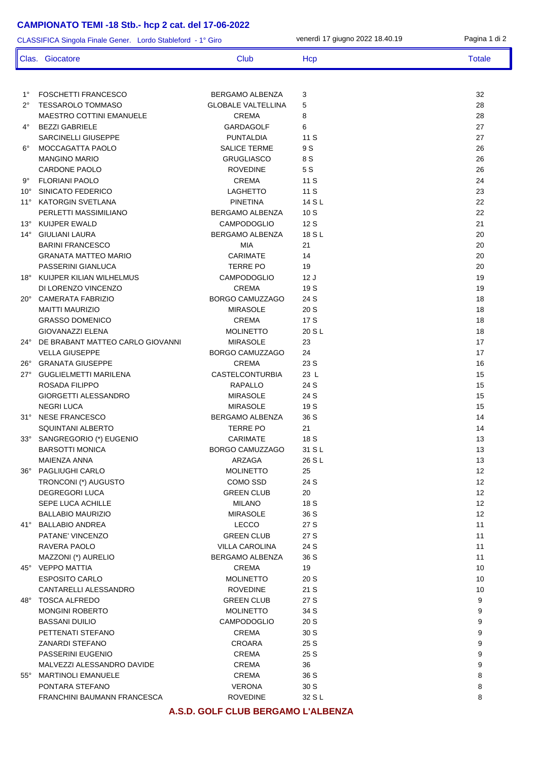# CAMPIONATO TEMI -18 Stb.- hcp 2 cat. del 17-06-2022

CLASSIFICA Singola Finale Gener. Lordo Stableford - 1° Giro — venerdì 17 giugno 2022 18.40.19

| Clas. | Giocatore | Club | Hcp | Totale |
|---|---|---|---|---|
| 1° | FOSCHETTI FRANCESCO | BERGAMO ALBENZA | 3 | 32 |
| 2° | TESSAROLO TOMMASO | GLOBALE VALTELLINA | 5 | 28 |
| | MAESTRO COTTINI EMANUELE | CREMA | 8 | 28 |
| 4° | BEZZI GABRIELE | GARDAGOLF | 6 | 27 |
| | SARCINELLI GIUSEPPE | PUNTALDIA | 11 S | 27 |
| 6° | MOCCAGATTA PAOLO | SALICE TERME | 9 S | 26 |
| | MANGINO MARIO | GRUGLIASCO | 8 S | 26 |
| | CARDONE PAOLO | ROVEDINE | 5 S | 26 |
| 9° | FLORIANI PAOLO | CREMA | 11 S | 24 |
| 10° | SINICATO FEDERICO | LAGHETTO | 11 S | 23 |
| 11° | KATORGIN SVETLANA | PINETINA | 14 S L | 22 |
| | PERLETTI MASSIMILIANO | BERGAMO ALBENZA | 10 S | 22 |
| 13° | KUIJPER EWALD | CAMPODOGLIO | 12 S | 21 |
| 14° | GIULIANI LAURA | BERGAMO ALBENZA | 18 S L | 20 |
| | BARINI FRANCESCO | MIA | 21 | 20 |
| | GRANATA MATTEO MARIO | CARIMATE | 14 | 20 |
| | PASSERINI GIANLUCA | TERRE PO | 19 | 20 |
| 18° | KUIJPER KILIAN WILHELMUS | CAMPODOGLIO | 12 J | 19 |
| | DI LORENZO VINCENZO | CREMA | 19 S | 19 |
| 20° | CAMERATA FABRIZIO | BORGO CAMUZZAGO | 24 S | 18 |
| | MAITTI MAURIZIO | MIRASOLE | 20 S | 18 |
| | GRASSO DOMENICO | CREMA | 17 S | 18 |
| | GIOVANAZZI ELENA | MOLINETTO | 20 S L | 18 |
| 24° | DE BRABANT MATTEO CARLO GIOVANNI | MIRASOLE | 23 | 17 |
| | VELLA GIUSEPPE | BORGO CAMUZZAGO | 24 | 17 |
| 26° | GRANATA GIUSEPPE | CREMA | 23 S | 16 |
| 27° | GUGLIELMETTI MARILENA | CASTELCONTURBIA | 23 L | 15 |
| | ROSADA FILIPPO | RAPALLO | 24 S | 15 |
| | GIORGETTI ALESSANDRO | MIRASOLE | 24 S | 15 |
| | NEGRI LUCA | MIRASOLE | 19 S | 15 |
| 31° | NESE FRANCESCO | BERGAMO ALBENZA | 36 S | 14 |
| | SQUINTANI ALBERTO | TERRE PO | 21 | 14 |
| 33° | SANGREGORIO (*) EUGENIO | CARIMATE | 18 S | 13 |
| | BARSOTTI MONICA | BORGO CAMUZZAGO | 31 S L | 13 |
| | MAIENZA ANNA | ARZAGA | 26 S L | 13 |
| 36° | PAGLIUGHI CARLO | MOLINETTO | 25 | 12 |
| | TRONCONI (*) AUGUSTO | COMO SSD | 24 S | 12 |
| | DEGREGORI LUCA | GREEN CLUB | 20 | 12 |
| | SEPE LUCA ACHILLE | MILANO | 18 S | 12 |
| | BALLABIO MAURIZIO | MIRASOLE | 36 S | 12 |
| 41° | BALLABIO ANDREA | LECCO | 27 S | 11 |
| | PATANE' VINCENZO | GREEN CLUB | 27 S | 11 |
| | RAVERA PAOLO | VILLA CAROLINA | 24 S | 11 |
| | MAZZONI (*) AURELIO | BERGAMO ALBENZA | 36 S | 11 |
| 45° | VEPPO MATTIA | CREMA | 19 | 10 |
| | ESPOSITO CARLO | MOLINETTO | 20 S | 10 |
| | CANTARELLI ALESSANDRO | ROVEDINE | 21 S | 10 |
| 48° | TOSCA ALFREDO | GREEN CLUB | 27 S | 9 |
| | MONGINI ROBERTO | MOLINETTO | 34 S | 9 |
| | BASSANI DUILIO | CAMPODOGLIO | 20 S | 9 |
| | PETTENATI STEFANO | CREMA | 30 S | 9 |
| | ZANARDI STEFANO | CROARA | 25 S | 9 |
| | PASSERINI EUGENIO | CREMA | 25 S | 9 |
| | MALVEZZI ALESSANDRO DAVIDE | CREMA | 36 | 9 |
| 55° | MARTINOLI EMANUELE | CREMA | 36 S | 8 |
| | PONTARA STEFANO | VERONA | 30 S | 8 |
| | FRANCHINI BAUMANN FRANCESCA | ROVEDINE | 32 S L | 8 |

**A.S.D. GOLF CLUB BERGAMO L'ALBENZA**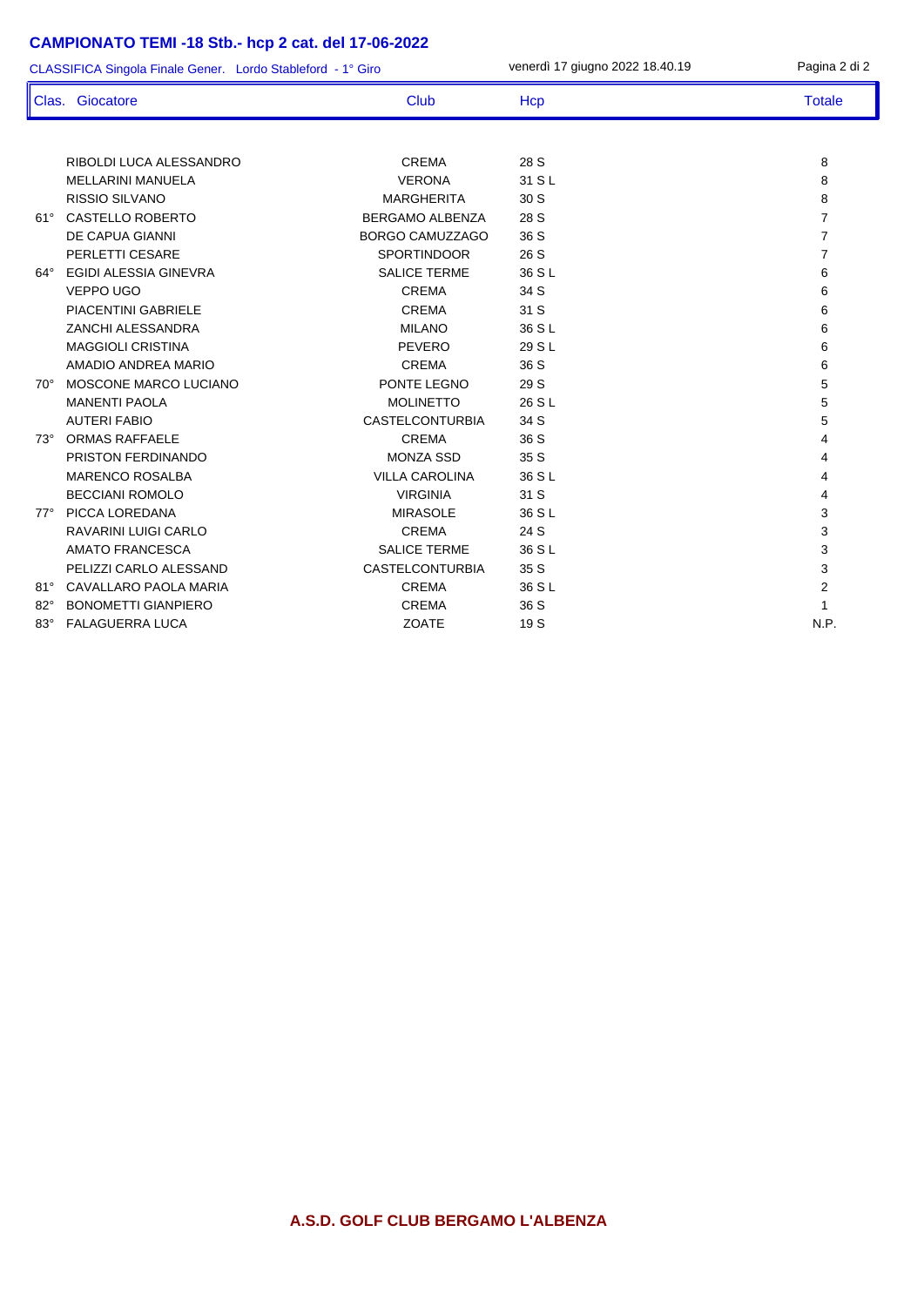## CAMPIONATO TEMI -18 Stb.- hcp 2 cat. del 17-06-2022

CLASSIFICA Singola Finale Gener. Lordo Stableford - 1° Giro — venerdì 17 giugno 2022 18.40.19

| Clas. | Giocatore | Club | Hcp | Totale |
|---|---|---|---|---|
| | RIBOLDI LUCA ALESSANDRO | CREMA | 28 S | 8 |
| | MELLARINI MANUELA | VERONA | 31 S L | 8 |
| | RISSIO SILVANO | MARGHERITA | 30 S | 8 |
| 61° | CASTELLO ROBERTO | BERGAMO ALBENZA | 28 S | 7 |
| | DE CAPUA GIANNI | BORGO CAMUZZAGO | 36 S | 7 |
| | PERLETTI CESARE | SPORTINDOOR | 26 S | 7 |
| 64° | EGIDI ALESSIA GINEVRA | SALICE TERME | 36 S L | 6 |
| | VEPPO UGO | CREMA | 34 S | 6 |
| | PIACENTINI GABRIELE | CREMA | 31 S | 6 |
| | ZANCHI ALESSANDRA | MILANO | 36 S L | 6 |
| | MAGGIOLI CRISTINA | PEVERO | 29 S L | 6 |
| | AMADIO ANDREA MARIO | CREMA | 36 S | 6 |
| 70° | MOSCONE MARCO LUCIANO | PONTE LEGNO | 29 S | 5 |
| | MANENTI PAOLA | MOLINETTO | 26 S L | 5 |
| | AUTERI FABIO | CASTELCONTURBIA | 34 S | 5 |
| 73° | ORMAS RAFFAELE | CREMA | 36 S | 4 |
| | PRISTON FERDINANDO | MONZA SSD | 35 S | 4 |
| | MARENCO ROSALBA | VILLA CAROLINA | 36 S L | 4 |
| | BECCIANI ROMOLO | VIRGINIA | 31 S | 4 |
| 77° | PICCA LOREDANA | MIRASOLE | 36 S L | 3 |
| | RAVARINI LUIGI CARLO | CREMA | 24 S | 3 |
| | AMATO FRANCESCA | SALICE TERME | 36 S L | 3 |
| | PELIZZI CARLO ALESSAND | CASTELCONTURBIA | 35 S | 3 |
| 81° | CAVALLARO PAOLA MARIA | CREMA | 36 S L | 2 |
| 82° | BONOMETTI GIANPIERO | CREMA | 36 S | 1 |
| 83° | FALAGUERRA LUCA | ZOATE | 19 S | N.P. |

**A.S.D. GOLF CLUB BERGAMO L'ALBENZA**